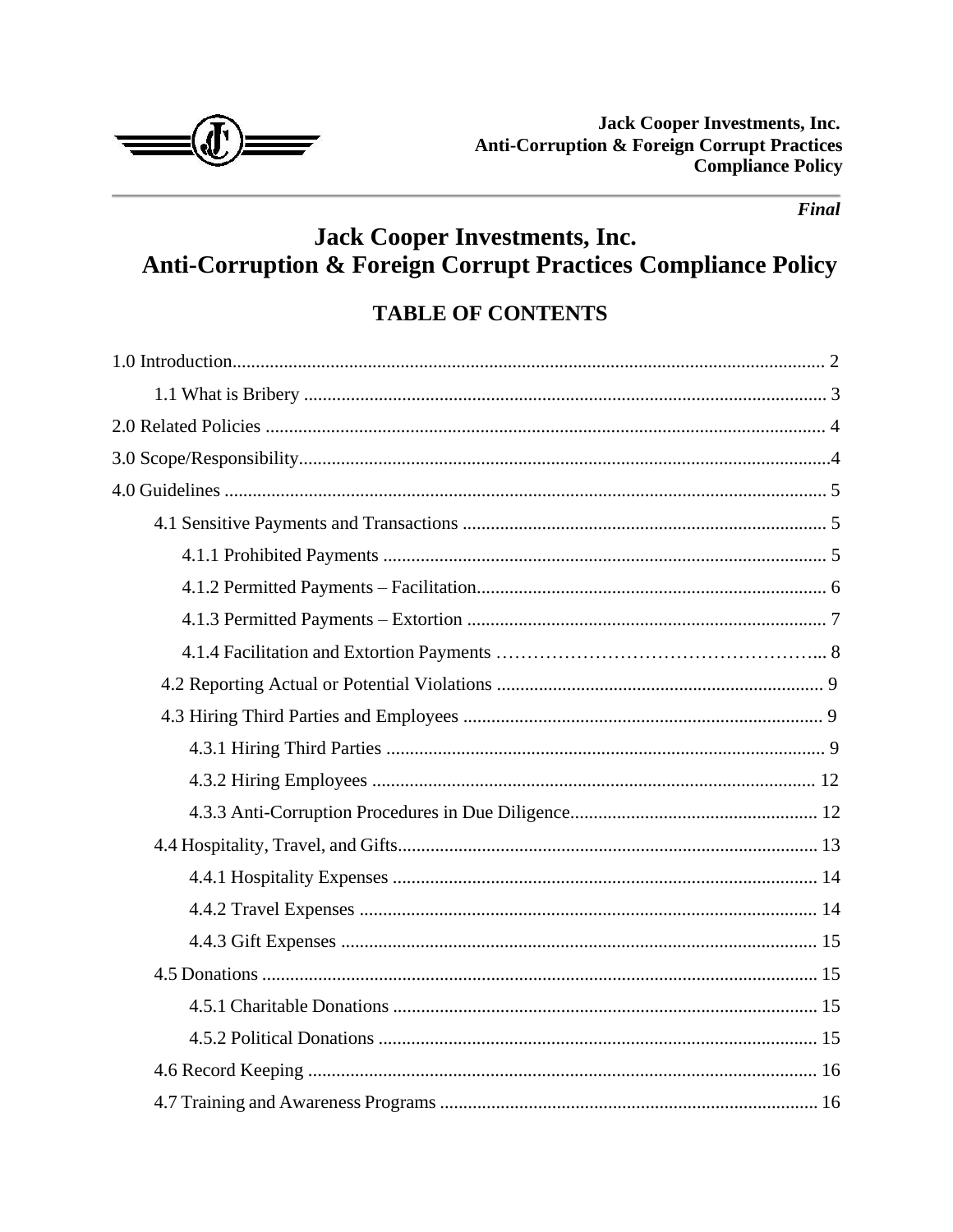*Final*

# Jack Cooper Investments, Inc.
# Anti-Corruption & Foreign Corrupt Practices Compliance Policy

## TABLE OF CONTENTS

1.0 Introduction .......... 2

- 1.1 What is Bribery .......... 3

2.0 Related Policies .......... 4

3.0 Scope/Responsibility .......... 4

4.0 Guidelines .......... 5

- 4.1 Sensitive Payments and Transactions .......... 5
  - 4.1.1 Prohibited Payments .......... 5
  - 4.1.2 Permitted Payments – Facilitation .......... 6
  - 4.1.3 Permitted Payments – Extortion .......... 7
  - 4.1.4 Facilitation and Extortion Payments .......... 8
- 4.2 Reporting Actual or Potential Violations .......... 9
- 4.3 Hiring Third Parties and Employees .......... 9
  - 4.3.1 Hiring Third Parties .......... 9
  - 4.3.2 Hiring Employees .......... 12
  - 4.3.3 Anti-Corruption Procedures in Due Diligence .......... 12
- 4.4 Hospitality, Travel, and Gifts .......... 13
  - 4.4.1 Hospitality Expenses .......... 14
  - 4.4.2 Travel Expenses .......... 14
  - 4.4.3 Gift Expenses .......... 15
- 4.5 Donations .......... 15
  - 4.5.1 Charitable Donations .......... 15
  - 4.5.2 Political Donations .......... 15
- 4.6 Record Keeping .......... 16
- 4.7 Training and Awareness Programs .......... 16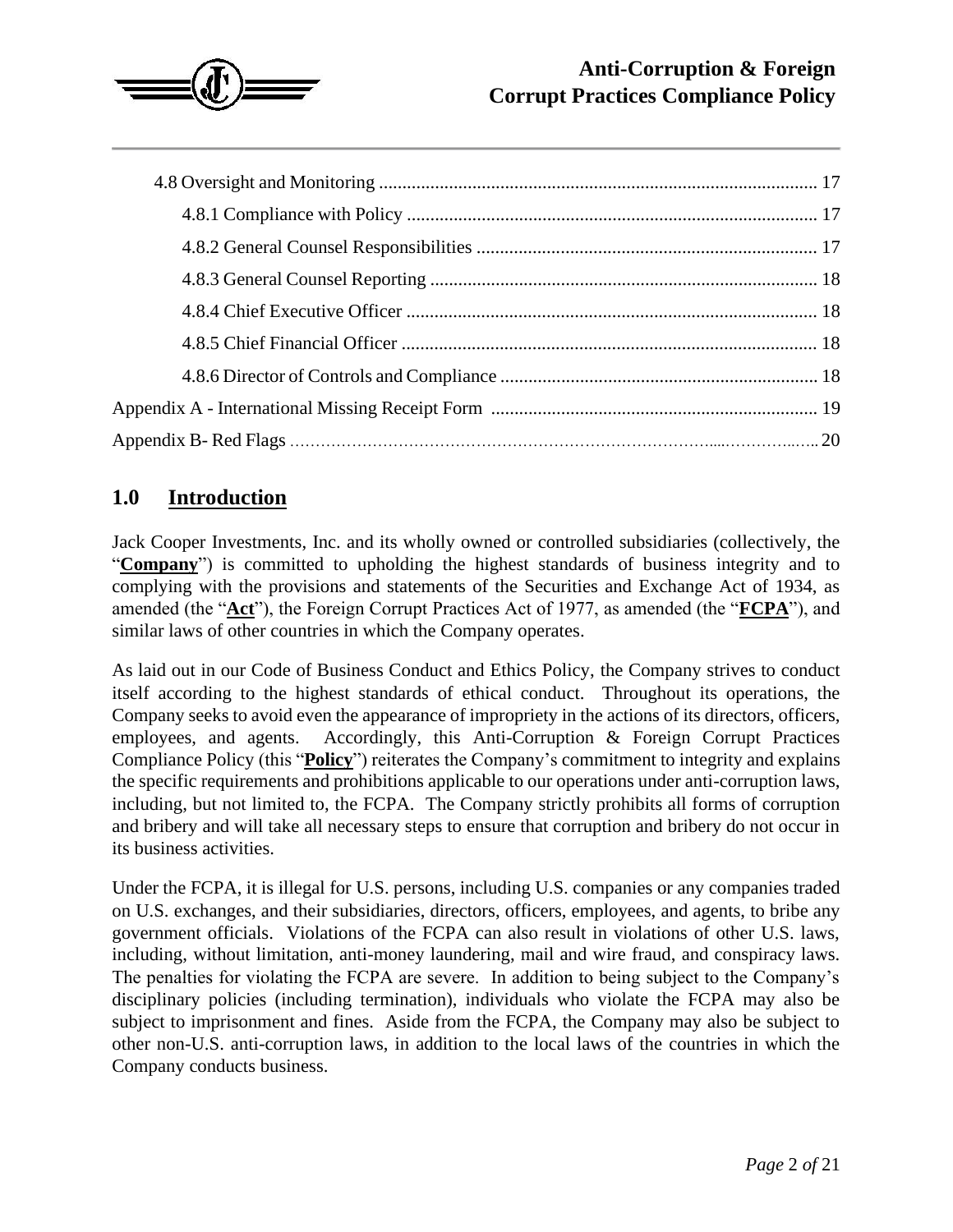4.8 Oversight and Monitoring ............................................................................................ 17

4.8.1 Compliance with Policy ....................................................................................... 17

4.8.2 General Counsel Responsibilities ........................................................................ 17

4.8.3 General Counsel Reporting .................................................................................. 18

4.8.4 Chief Executive Officer ....................................................................................... 18

4.8.5 Chief Financial Officer ........................................................................................ 18

4.8.6 Director of Controls and Compliance ................................................................... 18

Appendix A - International Missing Receipt Form ..................................................................... 19

Appendix B- Red Flags ............................................................................................................ 20

## 1.0 Introduction

Jack Cooper Investments, Inc. and its wholly owned or controlled subsidiaries (collectively, the "**Company**") is committed to upholding the highest standards of business integrity and to complying with the provisions and statements of the Securities and Exchange Act of 1934, as amended (the "**Act**"), the Foreign Corrupt Practices Act of 1977, as amended (the "**FCPA**"), and similar laws of other countries in which the Company operates.

As laid out in our Code of Business Conduct and Ethics Policy, the Company strives to conduct itself according to the highest standards of ethical conduct. Throughout its operations, the Company seeks to avoid even the appearance of impropriety in the actions of its directors, officers, employees, and agents. Accordingly, this Anti-Corruption & Foreign Corrupt Practices Compliance Policy (this "**Policy**") reiterates the Company's commitment to integrity and explains the specific requirements and prohibitions applicable to our operations under anti-corruption laws, including, but not limited to, the FCPA. The Company strictly prohibits all forms of corruption and bribery and will take all necessary steps to ensure that corruption and bribery do not occur in its business activities.

Under the FCPA, it is illegal for U.S. persons, including U.S. companies or any companies traded on U.S. exchanges, and their subsidiaries, directors, officers, employees, and agents, to bribe any government officials. Violations of the FCPA can also result in violations of other U.S. laws, including, without limitation, anti-money laundering, mail and wire fraud, and conspiracy laws. The penalties for violating the FCPA are severe. In addition to being subject to the Company's disciplinary policies (including termination), individuals who violate the FCPA may also be subject to imprisonment and fines. Aside from the FCPA, the Company may also be subject to other non-U.S. anti-corruption laws, in addition to the local laws of the countries in which the Company conducts business.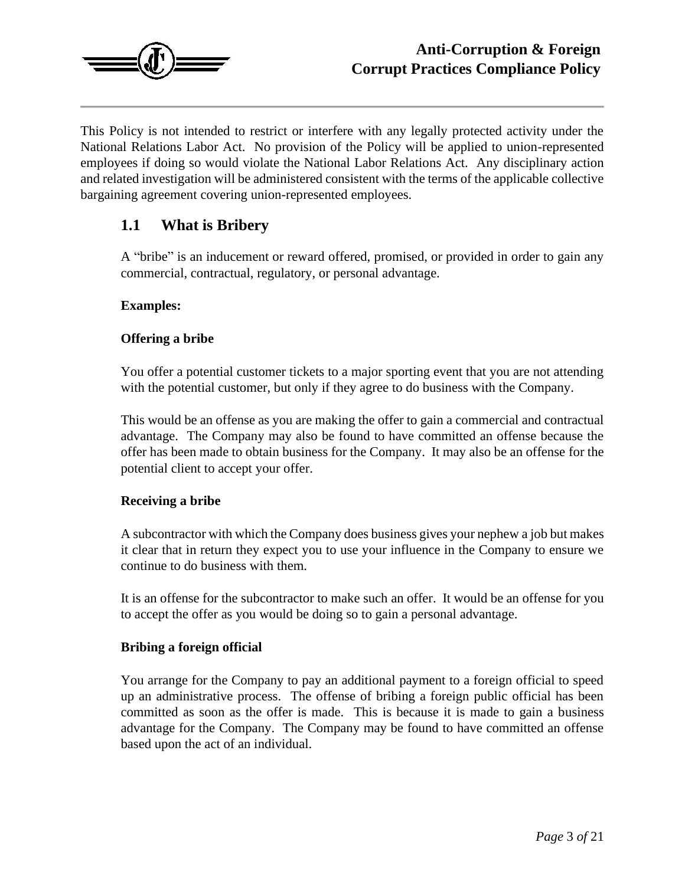This Policy is not intended to restrict or interfere with any legally protected activity under the National Relations Labor Act. No provision of the Policy will be applied to union-represented employees if doing so would violate the National Labor Relations Act. Any disciplinary action and related investigation will be administered consistent with the terms of the applicable collective bargaining agreement covering union-represented employees.

## 1.1 What is Bribery

A "bribe" is an inducement or reward offered, promised, or provided in order to gain any commercial, contractual, regulatory, or personal advantage.

**Examples:**

**Offering a bribe**

You offer a potential customer tickets to a major sporting event that you are not attending with the potential customer, but only if they agree to do business with the Company.

This would be an offense as you are making the offer to gain a commercial and contractual advantage. The Company may also be found to have committed an offense because the offer has been made to obtain business for the Company. It may also be an offense for the potential client to accept your offer.

**Receiving a bribe**

A subcontractor with which the Company does business gives your nephew a job but makes it clear that in return they expect you to use your influence in the Company to ensure we continue to do business with them.

It is an offense for the subcontractor to make such an offer. It would be an offense for you to accept the offer as you would be doing so to gain a personal advantage.

**Bribing a foreign official**

You arrange for the Company to pay an additional payment to a foreign official to speed up an administrative process. The offense of bribing a foreign public official has been committed as soon as the offer is made. This is because it is made to gain a business advantage for the Company. The Company may be found to have committed an offense based upon the act of an individual.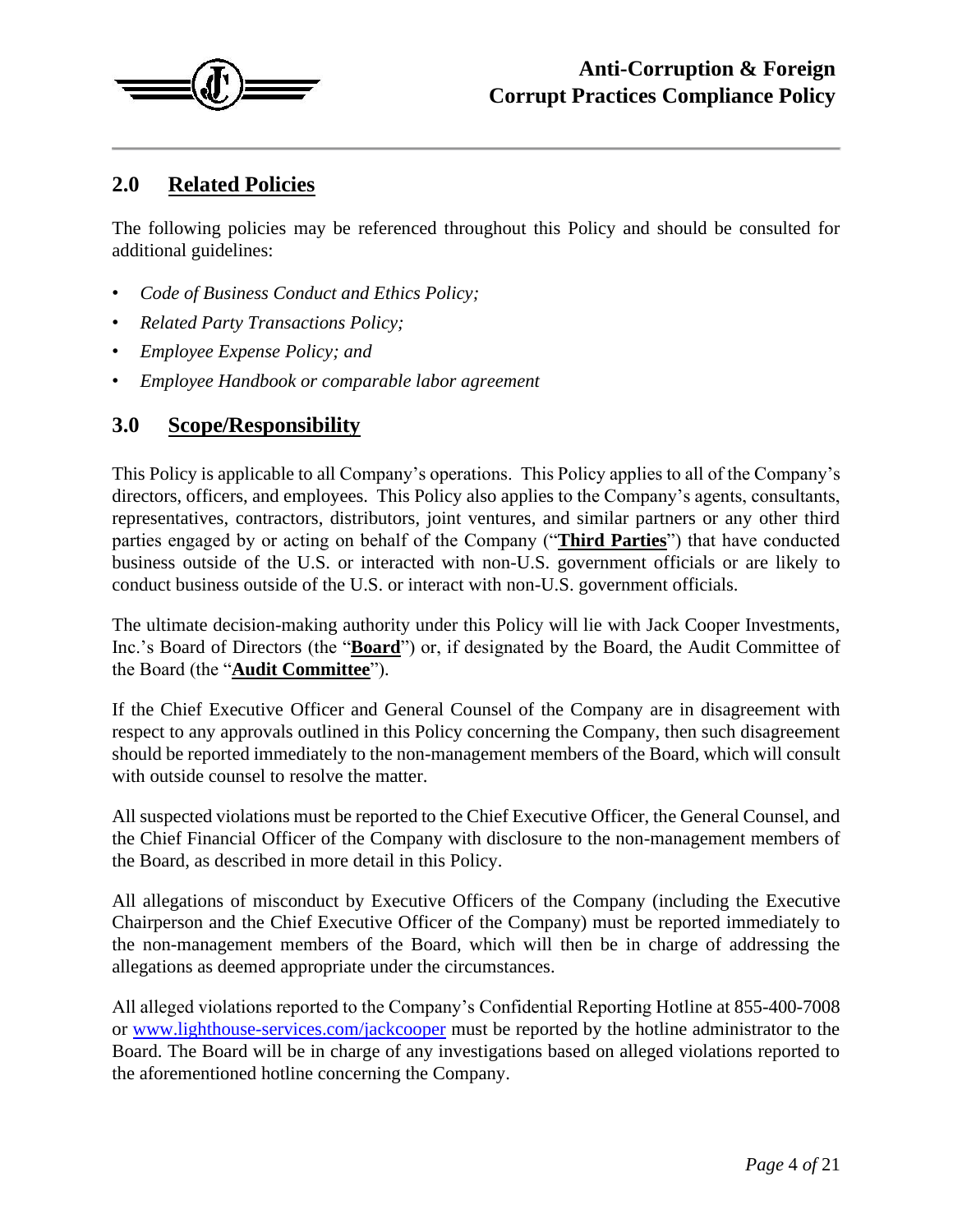## 2.0 Related Policies

The following policies may be referenced throughout this Policy and should be consulted for additional guidelines:

- *Code of Business Conduct and Ethics Policy;*
- *Related Party Transactions Policy;*
- *Employee Expense Policy; and*
- *Employee Handbook or comparable labor agreement*

## 3.0 Scope/Responsibility

This Policy is applicable to all Company's operations. This Policy applies to all of the Company's directors, officers, and employees. This Policy also applies to the Company's agents, consultants, representatives, contractors, distributors, joint ventures, and similar partners or any other third parties engaged by or acting on behalf of the Company ("**Third Parties**") that have conducted business outside of the U.S. or interacted with non-U.S. government officials or are likely to conduct business outside of the U.S. or interact with non-U.S. government officials.

The ultimate decision-making authority under this Policy will lie with Jack Cooper Investments, Inc.'s Board of Directors (the "**Board**") or, if designated by the Board, the Audit Committee of the Board (the "**Audit Committee**").

If the Chief Executive Officer and General Counsel of the Company are in disagreement with respect to any approvals outlined in this Policy concerning the Company, then such disagreement should be reported immediately to the non-management members of the Board, which will consult with outside counsel to resolve the matter.

All suspected violations must be reported to the Chief Executive Officer, the General Counsel, and the Chief Financial Officer of the Company with disclosure to the non-management members of the Board, as described in more detail in this Policy.

All allegations of misconduct by Executive Officers of the Company (including the Executive Chairperson and the Chief Executive Officer of the Company) must be reported immediately to the non-management members of the Board, which will then be in charge of addressing the allegations as deemed appropriate under the circumstances.

All alleged violations reported to the Company's Confidential Reporting Hotline at 855-400-7008 or [www.lighthouse-services.com/jackcooper](http://www.lighthouse-services.com/jackcooper) must be reported by the hotline administrator to the Board. The Board will be in charge of any investigations based on alleged violations reported to the aforementioned hotline concerning the Company.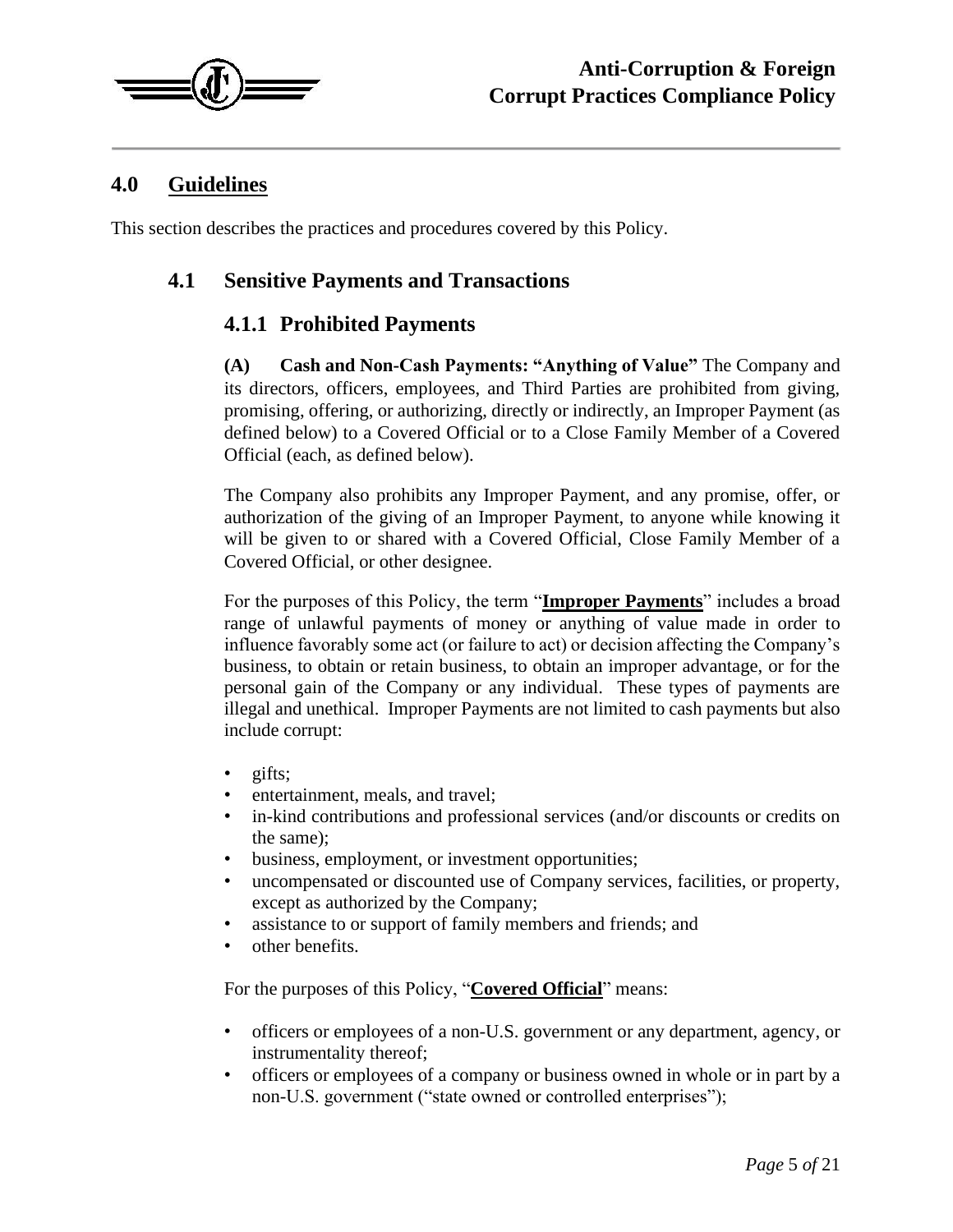## 4.0 Guidelines

This section describes the practices and procedures covered by this Policy.

### 4.1 Sensitive Payments and Transactions

#### 4.1.1 Prohibited Payments

**(A) Cash and Non-Cash Payments: "Anything of Value"** The Company and its directors, officers, employees, and Third Parties are prohibited from giving, promising, offering, or authorizing, directly or indirectly, an Improper Payment (as defined below) to a Covered Official or to a Close Family Member of a Covered Official (each, as defined below).

The Company also prohibits any Improper Payment, and any promise, offer, or authorization of the giving of an Improper Payment, to anyone while knowing it will be given to or shared with a Covered Official, Close Family Member of a Covered Official, or other designee.

For the purposes of this Policy, the term "**Improper Payments**" includes a broad range of unlawful payments of money or anything of value made in order to influence favorably some act (or failure to act) or decision affecting the Company's business, to obtain or retain business, to obtain an improper advantage, or for the personal gain of the Company or any individual. These types of payments are illegal and unethical. Improper Payments are not limited to cash payments but also include corrupt:

- gifts;
- entertainment, meals, and travel;
- in-kind contributions and professional services (and/or discounts or credits on the same);
- business, employment, or investment opportunities;
- uncompensated or discounted use of Company services, facilities, or property, except as authorized by the Company;
- assistance to or support of family members and friends; and
- other benefits.

For the purposes of this Policy, "**Covered Official**" means:

- officers or employees of a non-U.S. government or any department, agency, or instrumentality thereof;
- officers or employees of a company or business owned in whole or in part by a non-U.S. government ("state owned or controlled enterprises");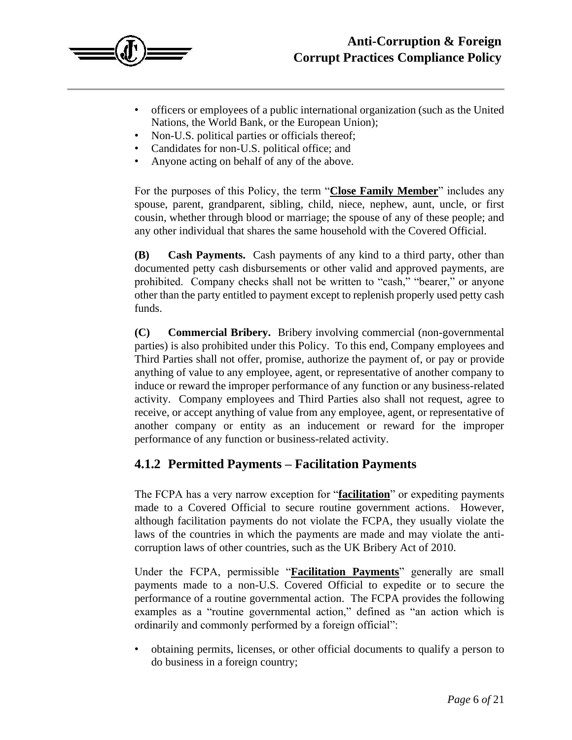- officers or employees of a public international organization (such as the United Nations, the World Bank, or the European Union);
- Non-U.S. political parties or officials thereof;
- Candidates for non-U.S. political office; and
- Anyone acting on behalf of any of the above.

For the purposes of this Policy, the term "**Close Family Member**" includes any spouse, parent, grandparent, sibling, child, niece, nephew, aunt, uncle, or first cousin, whether through blood or marriage; the spouse of any of these people; and any other individual that shares the same household with the Covered Official.

**(B) Cash Payments.** Cash payments of any kind to a third party, other than documented petty cash disbursements or other valid and approved payments, are prohibited. Company checks shall not be written to "cash," "bearer," or anyone other than the party entitled to payment except to replenish properly used petty cash funds.

**(C) Commercial Bribery.** Bribery involving commercial (non-governmental parties) is also prohibited under this Policy. To this end, Company employees and Third Parties shall not offer, promise, authorize the payment of, or pay or provide anything of value to any employee, agent, or representative of another company to induce or reward the improper performance of any function or any business-related activity. Company employees and Third Parties also shall not request, agree to receive, or accept anything of value from any employee, agent, or representative of another company or entity as an inducement or reward for the improper performance of any function or business-related activity.

### 4.1.2 Permitted Payments – Facilitation Payments

The FCPA has a very narrow exception for "**facilitation**" or expediting payments made to a Covered Official to secure routine government actions. However, although facilitation payments do not violate the FCPA, they usually violate the laws of the countries in which the payments are made and may violate the anti-corruption laws of other countries, such as the UK Bribery Act of 2010.

Under the FCPA, permissible "**Facilitation Payments**" generally are small payments made to a non-U.S. Covered Official to expedite or to secure the performance of a routine governmental action. The FCPA provides the following examples as a "routine governmental action," defined as "an action which is ordinarily and commonly performed by a foreign official":

- obtaining permits, licenses, or other official documents to qualify a person to do business in a foreign country;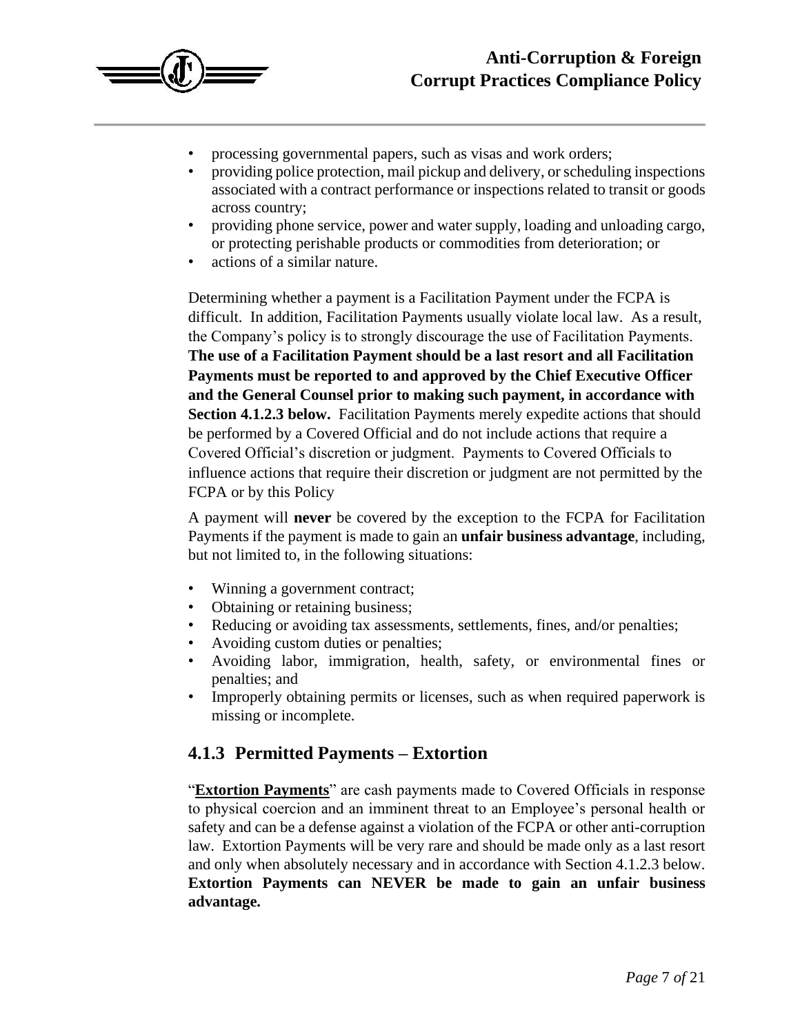- processing governmental papers, such as visas and work orders;
- providing police protection, mail pickup and delivery, or scheduling inspections associated with a contract performance or inspections related to transit or goods across country;
- providing phone service, power and water supply, loading and unloading cargo, or protecting perishable products or commodities from deterioration; or
- actions of a similar nature.

Determining whether a payment is a Facilitation Payment under the FCPA is difficult. In addition, Facilitation Payments usually violate local law. As a result, the Company's policy is to strongly discourage the use of Facilitation Payments. **The use of a Facilitation Payment should be a last resort and all Facilitation Payments must be reported to and approved by the Chief Executive Officer and the General Counsel prior to making such payment, in accordance with Section 4.1.2.3 below.** Facilitation Payments merely expedite actions that should be performed by a Covered Official and do not include actions that require a Covered Official's discretion or judgment. Payments to Covered Officials to influence actions that require their discretion or judgment are not permitted by the FCPA or by this Policy

A payment will **never** be covered by the exception to the FCPA for Facilitation Payments if the payment is made to gain an **unfair business advantage**, including, but not limited to, in the following situations:

- Winning a government contract;
- Obtaining or retaining business;
- Reducing or avoiding tax assessments, settlements, fines, and/or penalties;
- Avoiding custom duties or penalties;
- Avoiding labor, immigration, health, safety, or environmental fines or penalties; and
- Improperly obtaining permits or licenses, such as when required paperwork is missing or incomplete.

### 4.1.3 Permitted Payments – Extortion

"**Extortion Payments**" are cash payments made to Covered Officials in response to physical coercion and an imminent threat to an Employee's personal health or safety and can be a defense against a violation of the FCPA or other anti-corruption law. Extortion Payments will be very rare and should be made only as a last resort and only when absolutely necessary and in accordance with Section 4.1.2.3 below. **Extortion Payments can NEVER be made to gain an unfair business advantage.**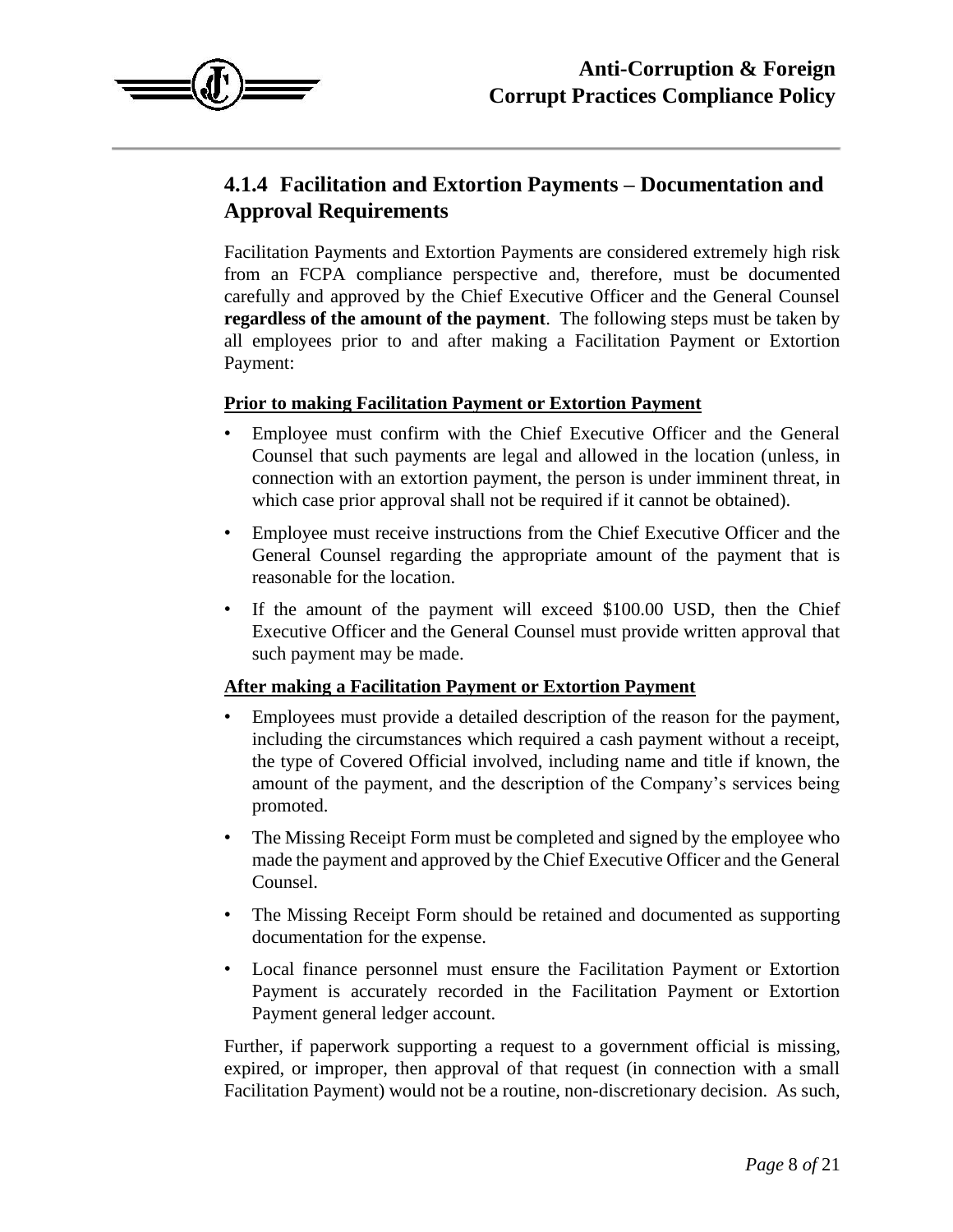### 4.1.4 Facilitation and Extortion Payments – Documentation and Approval Requirements

Facilitation Payments and Extortion Payments are considered extremely high risk from an FCPA compliance perspective and, therefore, must be documented carefully and approved by the Chief Executive Officer and the General Counsel **regardless of the amount of the payment**. The following steps must be taken by all employees prior to and after making a Facilitation Payment or Extortion Payment:

**Prior to making Facilitation Payment or Extortion Payment**

- Employee must confirm with the Chief Executive Officer and the General Counsel that such payments are legal and allowed in the location (unless, in connection with an extortion payment, the person is under imminent threat, in which case prior approval shall not be required if it cannot be obtained).
- Employee must receive instructions from the Chief Executive Officer and the General Counsel regarding the appropriate amount of the payment that is reasonable for the location.
- If the amount of the payment will exceed $100.00 USD, then the Chief Executive Officer and the General Counsel must provide written approval that such payment may be made.

**After making a Facilitation Payment or Extortion Payment**

- Employees must provide a detailed description of the reason for the payment, including the circumstances which required a cash payment without a receipt, the type of Covered Official involved, including name and title if known, the amount of the payment, and the description of the Company's services being promoted.
- The Missing Receipt Form must be completed and signed by the employee who made the payment and approved by the Chief Executive Officer and the General Counsel.
- The Missing Receipt Form should be retained and documented as supporting documentation for the expense.
- Local finance personnel must ensure the Facilitation Payment or Extortion Payment is accurately recorded in the Facilitation Payment or Extortion Payment general ledger account.

Further, if paperwork supporting a request to a government official is missing, expired, or improper, then approval of that request (in connection with a small Facilitation Payment) would not be a routine, non-discretionary decision. As such,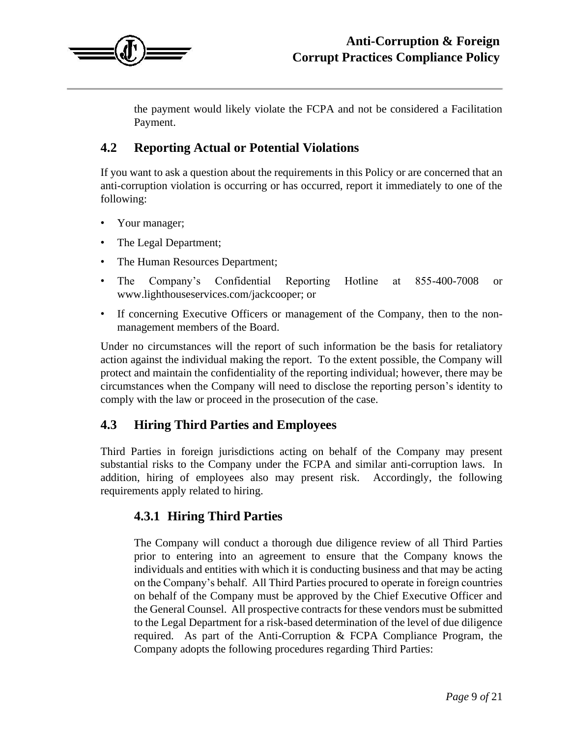the payment would likely violate the FCPA and not be considered a Facilitation Payment.

## 4.2 Reporting Actual or Potential Violations

If you want to ask a question about the requirements in this Policy or are concerned that an anti-corruption violation is occurring or has occurred, report it immediately to one of the following:

- Your manager;
- The Legal Department;
- The Human Resources Department;
- The Company's Confidential Reporting Hotline at 855-400-7008 or www.lighthouseservices.com/jackcooper; or
- If concerning Executive Officers or management of the Company, then to the non-management members of the Board.

Under no circumstances will the report of such information be the basis for retaliatory action against the individual making the report. To the extent possible, the Company will protect and maintain the confidentiality of the reporting individual; however, there may be circumstances when the Company will need to disclose the reporting person's identity to comply with the law or proceed in the prosecution of the case.

## 4.3 Hiring Third Parties and Employees

Third Parties in foreign jurisdictions acting on behalf of the Company may present substantial risks to the Company under the FCPA and similar anti-corruption laws. In addition, hiring of employees also may present risk. Accordingly, the following requirements apply related to hiring.

### 4.3.1 Hiring Third Parties

The Company will conduct a thorough due diligence review of all Third Parties prior to entering into an agreement to ensure that the Company knows the individuals and entities with which it is conducting business and that may be acting on the Company's behalf. All Third Parties procured to operate in foreign countries on behalf of the Company must be approved by the Chief Executive Officer and the General Counsel. All prospective contracts for these vendors must be submitted to the Legal Department for a risk-based determination of the level of due diligence required. As part of the Anti-Corruption & FCPA Compliance Program, the Company adopts the following procedures regarding Third Parties: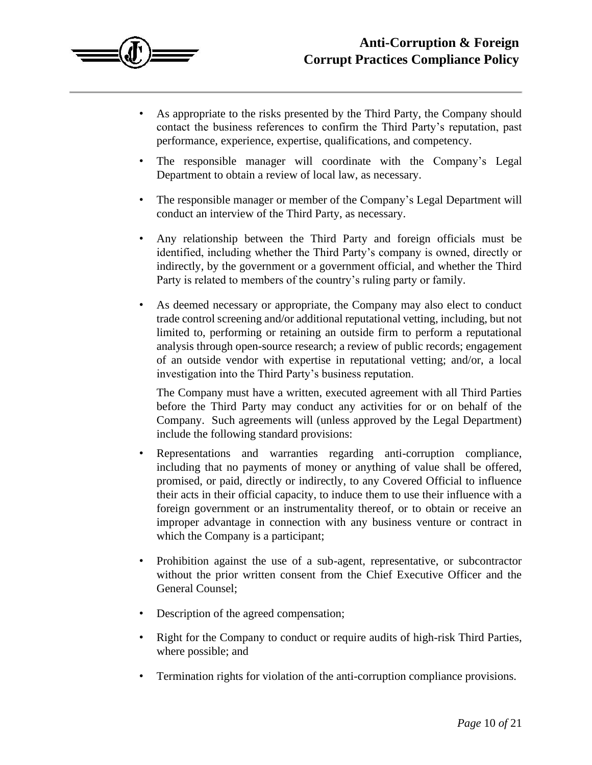- As appropriate to the risks presented by the Third Party, the Company should contact the business references to confirm the Third Party's reputation, past performance, experience, expertise, qualifications, and competency.
- The responsible manager will coordinate with the Company's Legal Department to obtain a review of local law, as necessary.
- The responsible manager or member of the Company's Legal Department will conduct an interview of the Third Party, as necessary.
- Any relationship between the Third Party and foreign officials must be identified, including whether the Third Party's company is owned, directly or indirectly, by the government or a government official, and whether the Third Party is related to members of the country's ruling party or family.
- As deemed necessary or appropriate, the Company may also elect to conduct trade control screening and/or additional reputational vetting, including, but not limited to, performing or retaining an outside firm to perform a reputational analysis through open-source research; a review of public records; engagement of an outside vendor with expertise in reputational vetting; and/or, a local investigation into the Third Party's business reputation.

The Company must have a written, executed agreement with all Third Parties before the Third Party may conduct any activities for or on behalf of the Company. Such agreements will (unless approved by the Legal Department) include the following standard provisions:

- Representations and warranties regarding anti-corruption compliance, including that no payments of money or anything of value shall be offered, promised, or paid, directly or indirectly, to any Covered Official to influence their acts in their official capacity, to induce them to use their influence with a foreign government or an instrumentality thereof, or to obtain or receive an improper advantage in connection with any business venture or contract in which the Company is a participant;
- Prohibition against the use of a sub-agent, representative, or subcontractor without the prior written consent from the Chief Executive Officer and the General Counsel;
- Description of the agreed compensation;
- Right for the Company to conduct or require audits of high-risk Third Parties, where possible; and
- Termination rights for violation of the anti-corruption compliance provisions.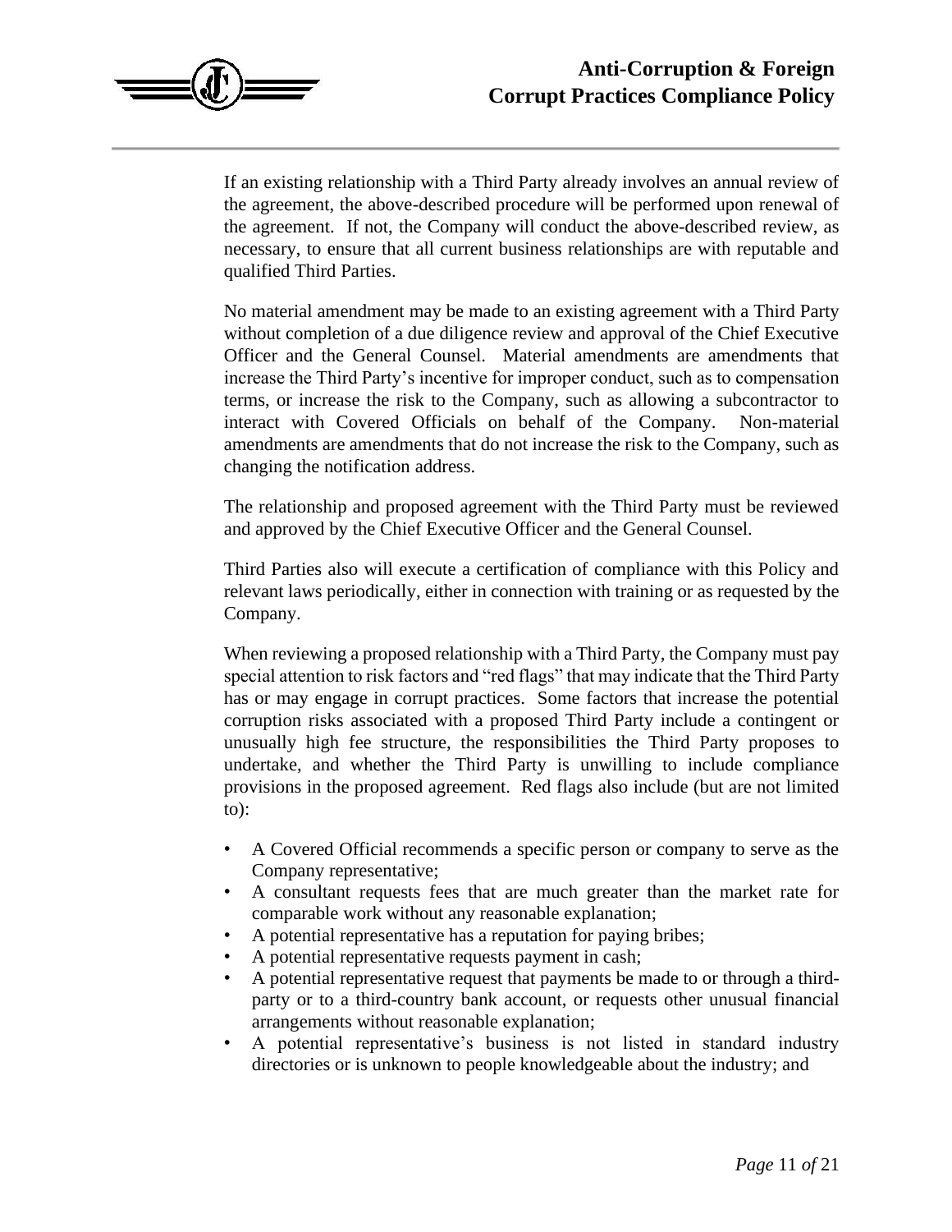If an existing relationship with a Third Party already involves an annual review of the agreement, the above-described procedure will be performed upon renewal of the agreement. If not, the Company will conduct the above-described review, as necessary, to ensure that all current business relationships are with reputable and qualified Third Parties.

No material amendment may be made to an existing agreement with a Third Party without completion of a due diligence review and approval of the Chief Executive Officer and the General Counsel. Material amendments are amendments that increase the Third Party's incentive for improper conduct, such as to compensation terms, or increase the risk to the Company, such as allowing a subcontractor to interact with Covered Officials on behalf of the Company. Non-material amendments are amendments that do not increase the risk to the Company, such as changing the notification address.

The relationship and proposed agreement with the Third Party must be reviewed and approved by the Chief Executive Officer and the General Counsel.

Third Parties also will execute a certification of compliance with this Policy and relevant laws periodically, either in connection with training or as requested by the Company.

When reviewing a proposed relationship with a Third Party, the Company must pay special attention to risk factors and "red flags" that may indicate that the Third Party has or may engage in corrupt practices. Some factors that increase the potential corruption risks associated with a proposed Third Party include a contingent or unusually high fee structure, the responsibilities the Third Party proposes to undertake, and whether the Third Party is unwilling to include compliance provisions in the proposed agreement. Red flags also include (but are not limited to):

- A Covered Official recommends a specific person or company to serve as the Company representative;
- A consultant requests fees that are much greater than the market rate for comparable work without any reasonable explanation;
- A potential representative has a reputation for paying bribes;
- A potential representative requests payment in cash;
- A potential representative request that payments be made to or through a third-party or to a third-country bank account, or requests other unusual financial arrangements without reasonable explanation;
- A potential representative's business is not listed in standard industry directories or is unknown to people knowledgeable about the industry; and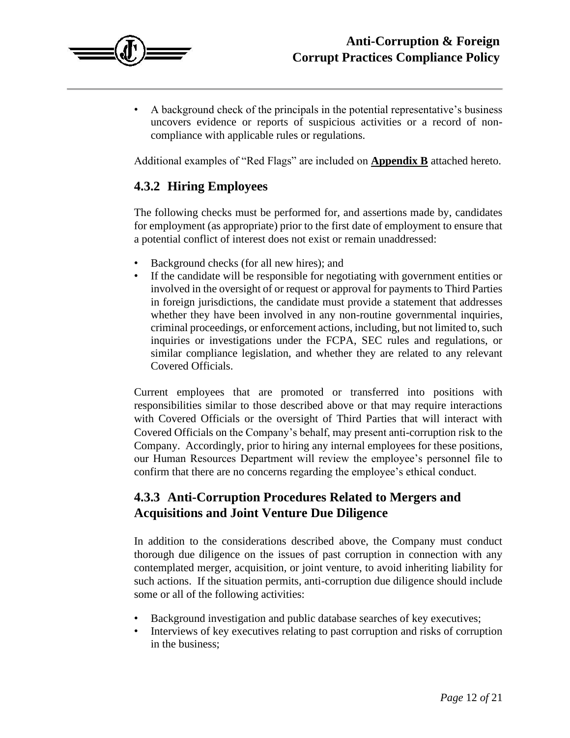- A background check of the principals in the potential representative's business uncovers evidence or reports of suspicious activities or a record of non-compliance with applicable rules or regulations.

Additional examples of "Red Flags" are included on **Appendix B** attached hereto.

### 4.3.2 Hiring Employees

The following checks must be performed for, and assertions made by, candidates for employment (as appropriate) prior to the first date of employment to ensure that a potential conflict of interest does not exist or remain unaddressed:

- Background checks (for all new hires); and
- If the candidate will be responsible for negotiating with government entities or involved in the oversight of or request or approval for payments to Third Parties in foreign jurisdictions, the candidate must provide a statement that addresses whether they have been involved in any non-routine governmental inquiries, criminal proceedings, or enforcement actions, including, but not limited to, such inquiries or investigations under the FCPA, SEC rules and regulations, or similar compliance legislation, and whether they are related to any relevant Covered Officials.

Current employees that are promoted or transferred into positions with responsibilities similar to those described above or that may require interactions with Covered Officials or the oversight of Third Parties that will interact with Covered Officials on the Company's behalf, may present anti-corruption risk to the Company. Accordingly, prior to hiring any internal employees for these positions, our Human Resources Department will review the employee's personnel file to confirm that there are no concerns regarding the employee's ethical conduct.

### 4.3.3 Anti-Corruption Procedures Related to Mergers and Acquisitions and Joint Venture Due Diligence

In addition to the considerations described above, the Company must conduct thorough due diligence on the issues of past corruption in connection with any contemplated merger, acquisition, or joint venture, to avoid inheriting liability for such actions. If the situation permits, anti-corruption due diligence should include some or all of the following activities:

- Background investigation and public database searches of key executives;
- Interviews of key executives relating to past corruption and risks of corruption in the business;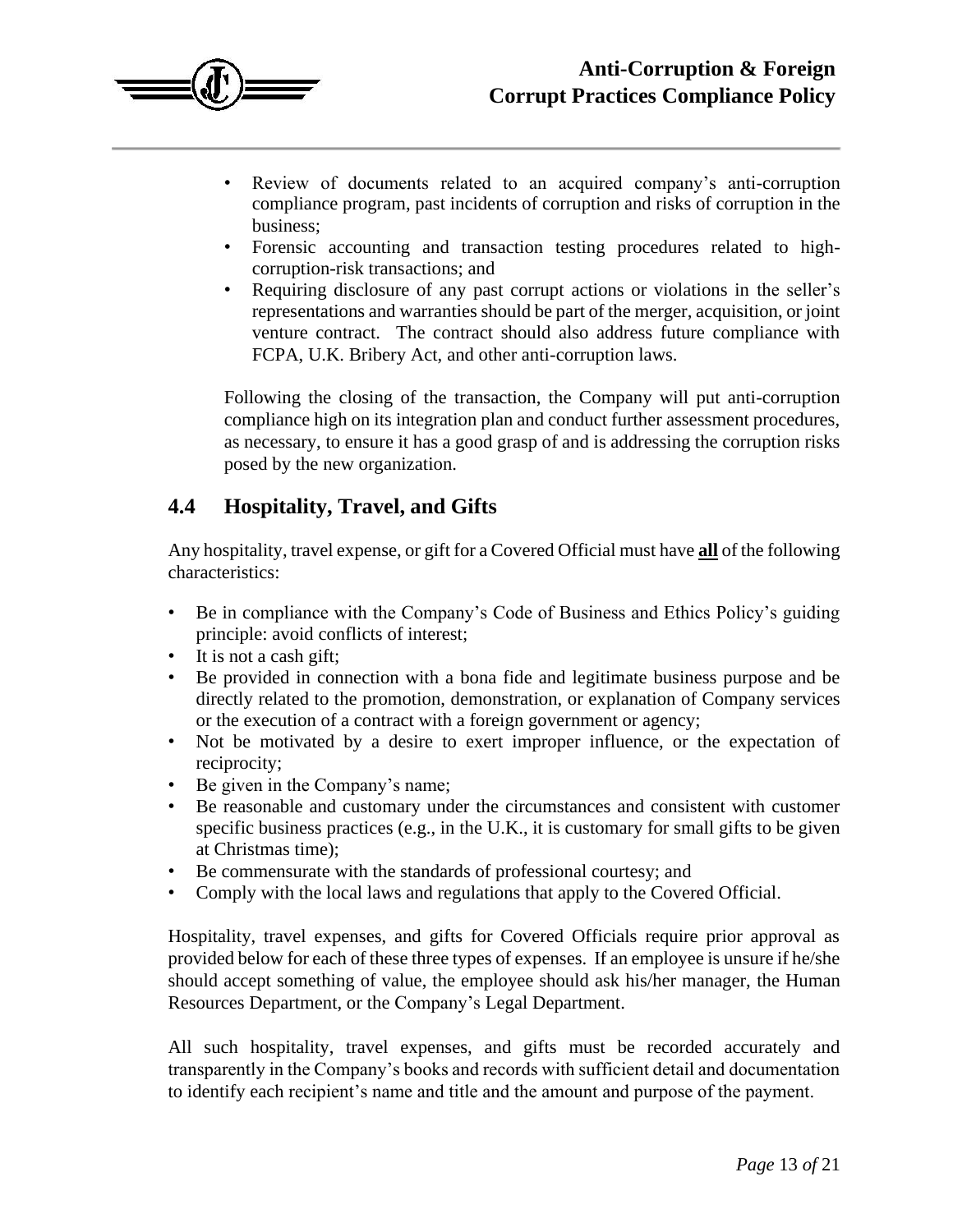- Review of documents related to an acquired company's anti-corruption compliance program, past incidents of corruption and risks of corruption in the business;
- Forensic accounting and transaction testing procedures related to high-corruption-risk transactions; and
- Requiring disclosure of any past corrupt actions or violations in the seller's representations and warranties should be part of the merger, acquisition, or joint venture contract. The contract should also address future compliance with FCPA, U.K. Bribery Act, and other anti-corruption laws.

Following the closing of the transaction, the Company will put anti-corruption compliance high on its integration plan and conduct further assessment procedures, as necessary, to ensure it has a good grasp of and is addressing the corruption risks posed by the new organization.

## 4.4 Hospitality, Travel, and Gifts

Any hospitality, travel expense, or gift for a Covered Official must have **<u>all</u>** of the following characteristics:

- Be in compliance with the Company's Code of Business and Ethics Policy's guiding principle: avoid conflicts of interest;
- It is not a cash gift;
- Be provided in connection with a bona fide and legitimate business purpose and be directly related to the promotion, demonstration, or explanation of Company services or the execution of a contract with a foreign government or agency;
- Not be motivated by a desire to exert improper influence, or the expectation of reciprocity;
- Be given in the Company's name;
- Be reasonable and customary under the circumstances and consistent with customer specific business practices (e.g., in the U.K., it is customary for small gifts to be given at Christmas time);
- Be commensurate with the standards of professional courtesy; and
- Comply with the local laws and regulations that apply to the Covered Official.

Hospitality, travel expenses, and gifts for Covered Officials require prior approval as provided below for each of these three types of expenses. If an employee is unsure if he/she should accept something of value, the employee should ask his/her manager, the Human Resources Department, or the Company's Legal Department.

All such hospitality, travel expenses, and gifts must be recorded accurately and transparently in the Company's books and records with sufficient detail and documentation to identify each recipient's name and title and the amount and purpose of the payment.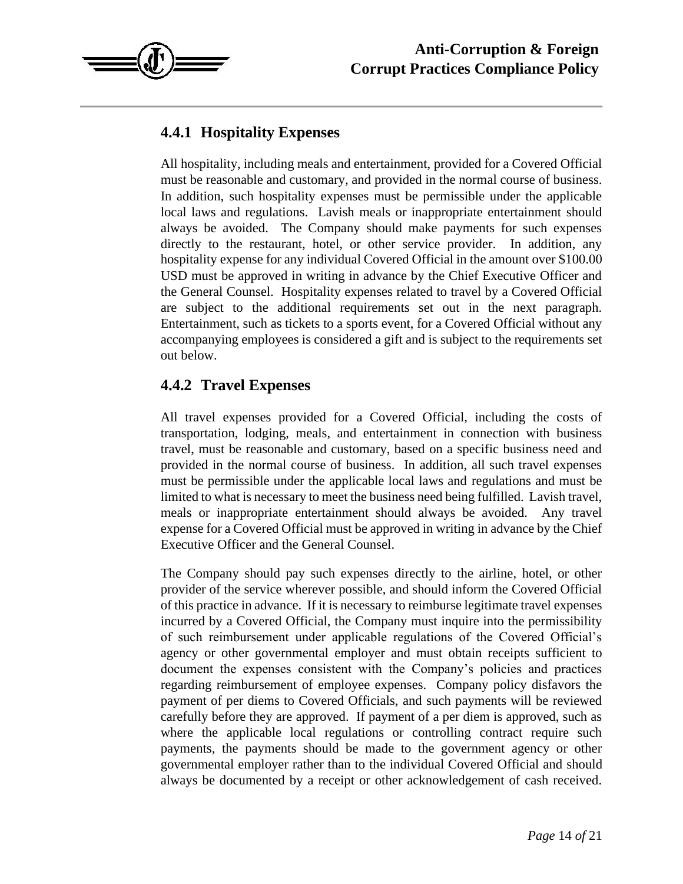### 4.4.1 Hospitality Expenses

All hospitality, including meals and entertainment, provided for a Covered Official must be reasonable and customary, and provided in the normal course of business. In addition, such hospitality expenses must be permissible under the applicable local laws and regulations. Lavish meals or inappropriate entertainment should always be avoided. The Company should make payments for such expenses directly to the restaurant, hotel, or other service provider. In addition, any hospitality expense for any individual Covered Official in the amount over $100.00 USD must be approved in writing in advance by the Chief Executive Officer and the General Counsel. Hospitality expenses related to travel by a Covered Official are subject to the additional requirements set out in the next paragraph. Entertainment, such as tickets to a sports event, for a Covered Official without any accompanying employees is considered a gift and is subject to the requirements set out below.

### 4.4.2 Travel Expenses

All travel expenses provided for a Covered Official, including the costs of transportation, lodging, meals, and entertainment in connection with business travel, must be reasonable and customary, based on a specific business need and provided in the normal course of business. In addition, all such travel expenses must be permissible under the applicable local laws and regulations and must be limited to what is necessary to meet the business need being fulfilled. Lavish travel, meals or inappropriate entertainment should always be avoided. Any travel expense for a Covered Official must be approved in writing in advance by the Chief Executive Officer and the General Counsel.

The Company should pay such expenses directly to the airline, hotel, or other provider of the service wherever possible, and should inform the Covered Official of this practice in advance. If it is necessary to reimburse legitimate travel expenses incurred by a Covered Official, the Company must inquire into the permissibility of such reimbursement under applicable regulations of the Covered Official's agency or other governmental employer and must obtain receipts sufficient to document the expenses consistent with the Company's policies and practices regarding reimbursement of employee expenses. Company policy disfavors the payment of per diems to Covered Officials, and such payments will be reviewed carefully before they are approved. If payment of a per diem is approved, such as where the applicable local regulations or controlling contract require such payments, the payments should be made to the government agency or other governmental employer rather than to the individual Covered Official and should always be documented by a receipt or other acknowledgement of cash received.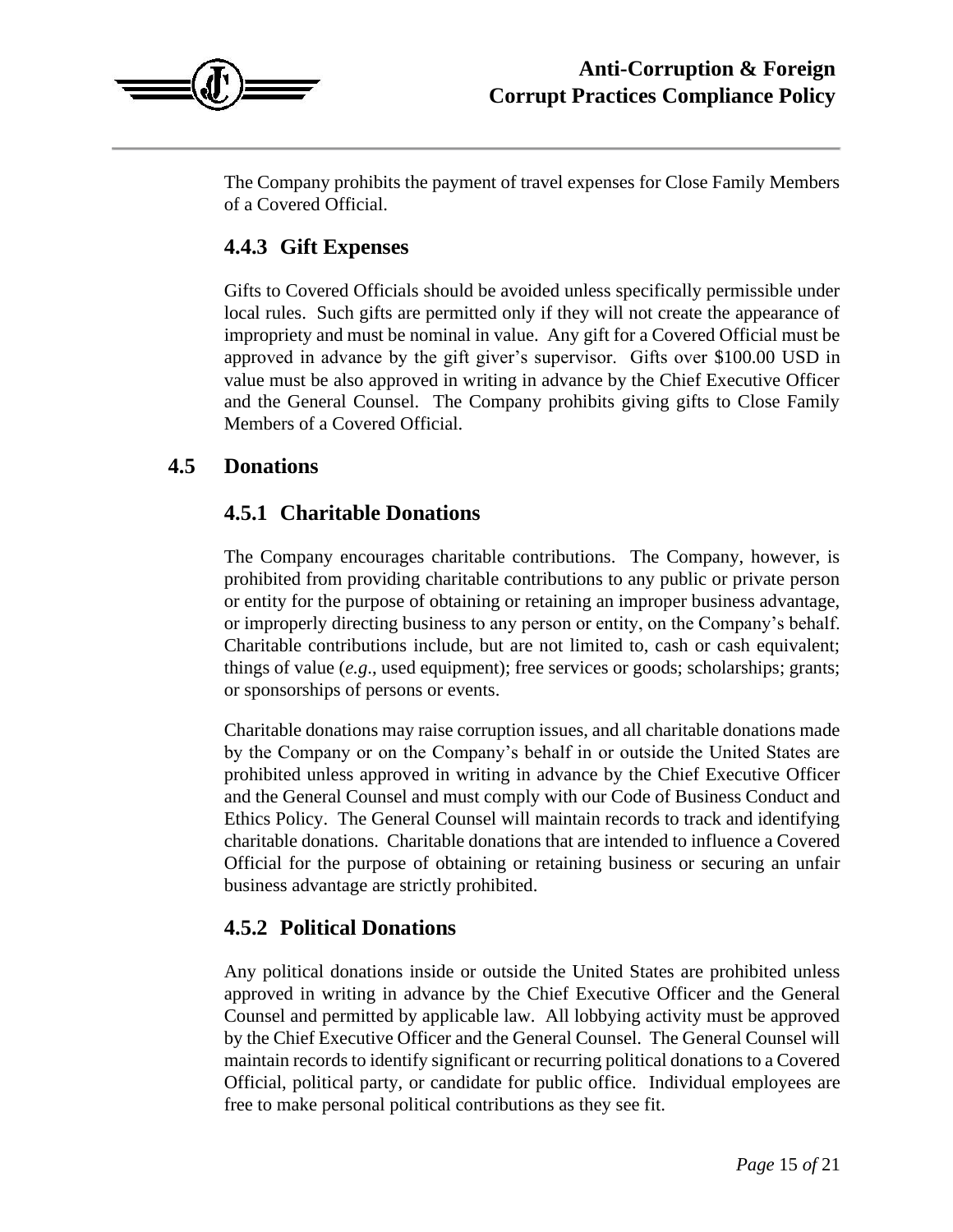The Company prohibits the payment of travel expenses for Close Family Members of a Covered Official.

### 4.4.3 Gift Expenses

Gifts to Covered Officials should be avoided unless specifically permissible under local rules. Such gifts are permitted only if they will not create the appearance of impropriety and must be nominal in value. Any gift for a Covered Official must be approved in advance by the gift giver's supervisor. Gifts over $100.00 USD in value must be also approved in writing in advance by the Chief Executive Officer and the General Counsel. The Company prohibits giving gifts to Close Family Members of a Covered Official.

## 4.5 Donations

### 4.5.1 Charitable Donations

The Company encourages charitable contributions. The Company, however, is prohibited from providing charitable contributions to any public or private person or entity for the purpose of obtaining or retaining an improper business advantage, or improperly directing business to any person or entity, on the Company's behalf. Charitable contributions include, but are not limited to, cash or cash equivalent; things of value (*e.g*., used equipment); free services or goods; scholarships; grants; or sponsorships of persons or events.

Charitable donations may raise corruption issues, and all charitable donations made by the Company or on the Company's behalf in or outside the United States are prohibited unless approved in writing in advance by the Chief Executive Officer and the General Counsel and must comply with our Code of Business Conduct and Ethics Policy. The General Counsel will maintain records to track and identifying charitable donations. Charitable donations that are intended to influence a Covered Official for the purpose of obtaining or retaining business or securing an unfair business advantage are strictly prohibited.

### 4.5.2 Political Donations

Any political donations inside or outside the United States are prohibited unless approved in writing in advance by the Chief Executive Officer and the General Counsel and permitted by applicable law. All lobbying activity must be approved by the Chief Executive Officer and the General Counsel. The General Counsel will maintain records to identify significant or recurring political donations to a Covered Official, political party, or candidate for public office. Individual employees are free to make personal political contributions as they see fit.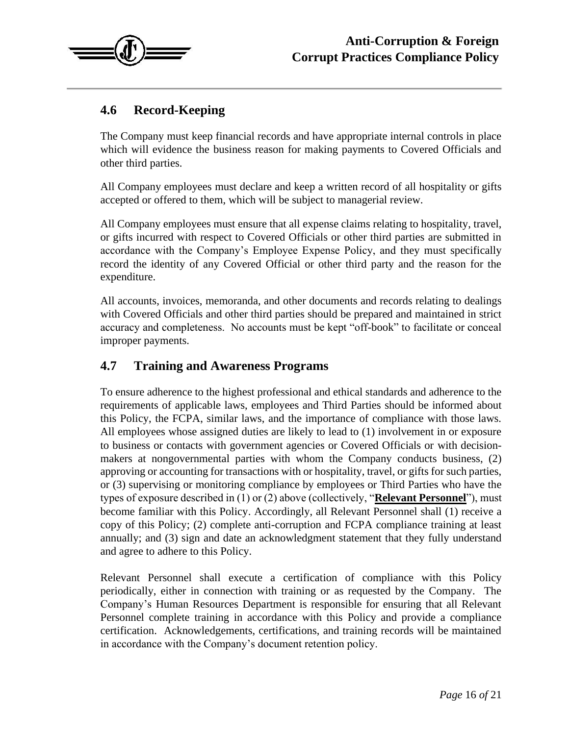## 4.6 Record-Keeping

The Company must keep financial records and have appropriate internal controls in place which will evidence the business reason for making payments to Covered Officials and other third parties.

All Company employees must declare and keep a written record of all hospitality or gifts accepted or offered to them, which will be subject to managerial review.

All Company employees must ensure that all expense claims relating to hospitality, travel, or gifts incurred with respect to Covered Officials or other third parties are submitted in accordance with the Company's Employee Expense Policy, and they must specifically record the identity of any Covered Official or other third party and the reason for the expenditure.

All accounts, invoices, memoranda, and other documents and records relating to dealings with Covered Officials and other third parties should be prepared and maintained in strict accuracy and completeness. No accounts must be kept "off-book" to facilitate or conceal improper payments.

## 4.7 Training and Awareness Programs

To ensure adherence to the highest professional and ethical standards and adherence to the requirements of applicable laws, employees and Third Parties should be informed about this Policy, the FCPA, similar laws, and the importance of compliance with those laws. All employees whose assigned duties are likely to lead to (1) involvement in or exposure to business or contacts with government agencies or Covered Officials or with decision-makers at nongovernmental parties with whom the Company conducts business, (2) approving or accounting for transactions with or hospitality, travel, or gifts for such parties, or (3) supervising or monitoring compliance by employees or Third Parties who have the types of exposure described in (1) or (2) above (collectively, "**Relevant Personnel**"), must become familiar with this Policy. Accordingly, all Relevant Personnel shall (1) receive a copy of this Policy; (2) complete anti-corruption and FCPA compliance training at least annually; and (3) sign and date an acknowledgment statement that they fully understand and agree to adhere to this Policy.

Relevant Personnel shall execute a certification of compliance with this Policy periodically, either in connection with training or as requested by the Company. The Company's Human Resources Department is responsible for ensuring that all Relevant Personnel complete training in accordance with this Policy and provide a compliance certification. Acknowledgements, certifications, and training records will be maintained in accordance with the Company's document retention policy.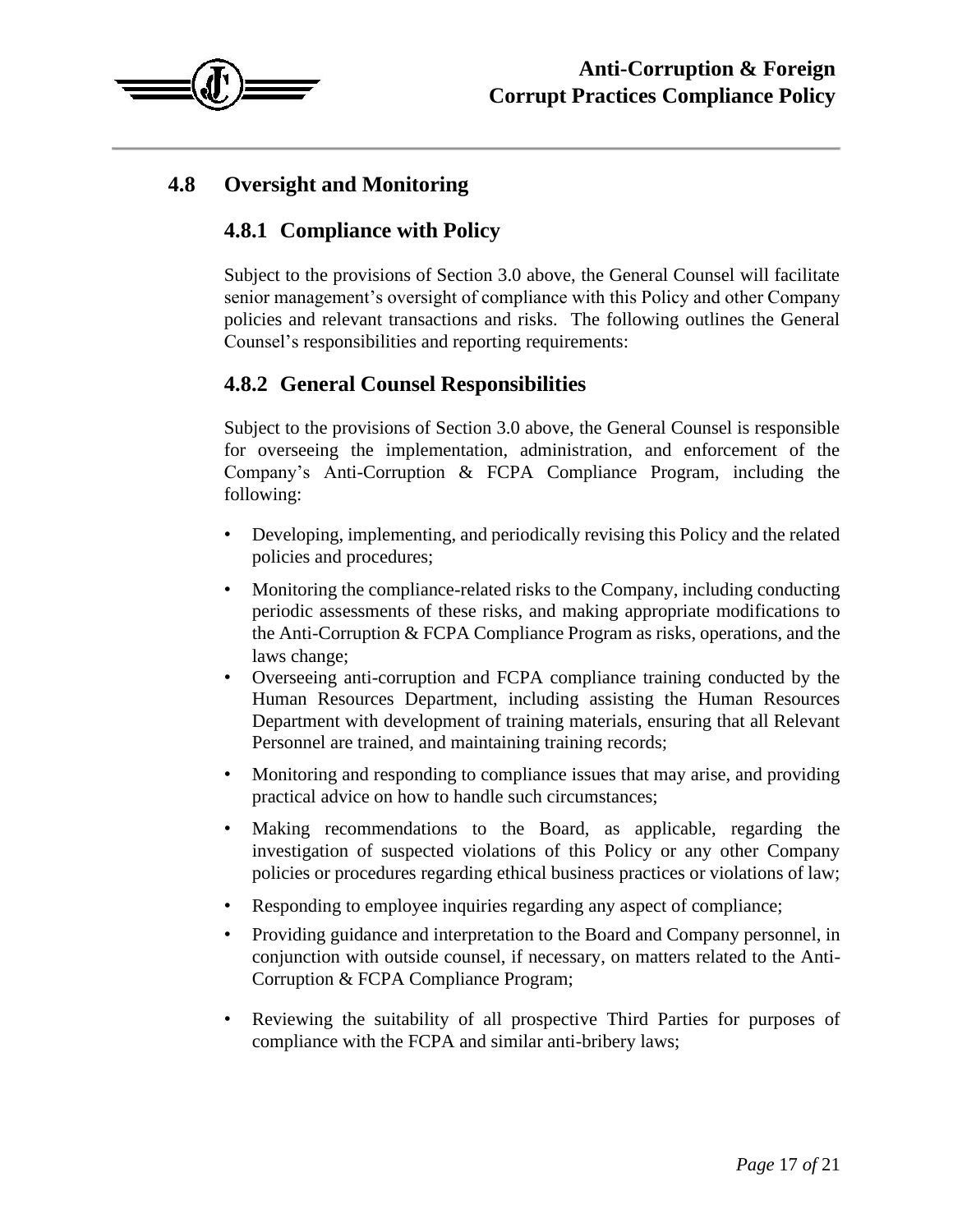## 4.8 Oversight and Monitoring

### 4.8.1 Compliance with Policy

Subject to the provisions of Section 3.0 above, the General Counsel will facilitate senior management's oversight of compliance with this Policy and other Company policies and relevant transactions and risks. The following outlines the General Counsel's responsibilities and reporting requirements:

### 4.8.2 General Counsel Responsibilities

Subject to the provisions of Section 3.0 above, the General Counsel is responsible for overseeing the implementation, administration, and enforcement of the Company's Anti-Corruption & FCPA Compliance Program, including the following:

- Developing, implementing, and periodically revising this Policy and the related policies and procedures;
- Monitoring the compliance-related risks to the Company, including conducting periodic assessments of these risks, and making appropriate modifications to the Anti-Corruption & FCPA Compliance Program as risks, operations, and the laws change;
- Overseeing anti-corruption and FCPA compliance training conducted by the Human Resources Department, including assisting the Human Resources Department with development of training materials, ensuring that all Relevant Personnel are trained, and maintaining training records;
- Monitoring and responding to compliance issues that may arise, and providing practical advice on how to handle such circumstances;
- Making recommendations to the Board, as applicable, regarding the investigation of suspected violations of this Policy or any other Company policies or procedures regarding ethical business practices or violations of law;
- Responding to employee inquiries regarding any aspect of compliance;
- Providing guidance and interpretation to the Board and Company personnel, in conjunction with outside counsel, if necessary, on matters related to the Anti-Corruption & FCPA Compliance Program;
- Reviewing the suitability of all prospective Third Parties for purposes of compliance with the FCPA and similar anti-bribery laws;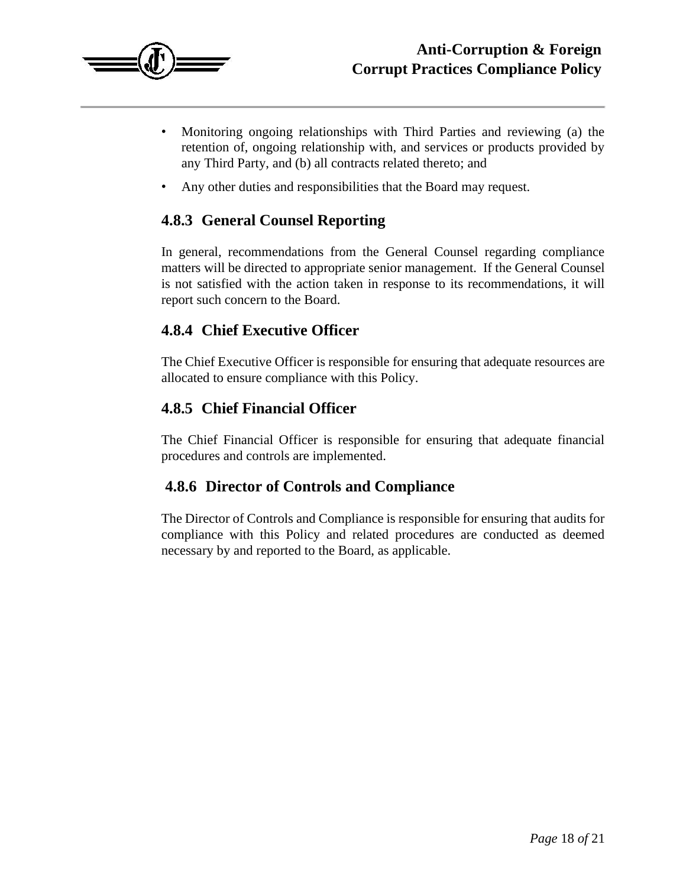- Monitoring ongoing relationships with Third Parties and reviewing (a) the retention of, ongoing relationship with, and services or products provided by any Third Party, and (b) all contracts related thereto; and
- Any other duties and responsibilities that the Board may request.

### 4.8.3 General Counsel Reporting

In general, recommendations from the General Counsel regarding compliance matters will be directed to appropriate senior management. If the General Counsel is not satisfied with the action taken in response to its recommendations, it will report such concern to the Board.

### 4.8.4 Chief Executive Officer

The Chief Executive Officer is responsible for ensuring that adequate resources are allocated to ensure compliance with this Policy.

### 4.8.5 Chief Financial Officer

The Chief Financial Officer is responsible for ensuring that adequate financial procedures and controls are implemented.

### 4.8.6 Director of Controls and Compliance

The Director of Controls and Compliance is responsible for ensuring that audits for compliance with this Policy and related procedures are conducted as deemed necessary by and reported to the Board, as applicable.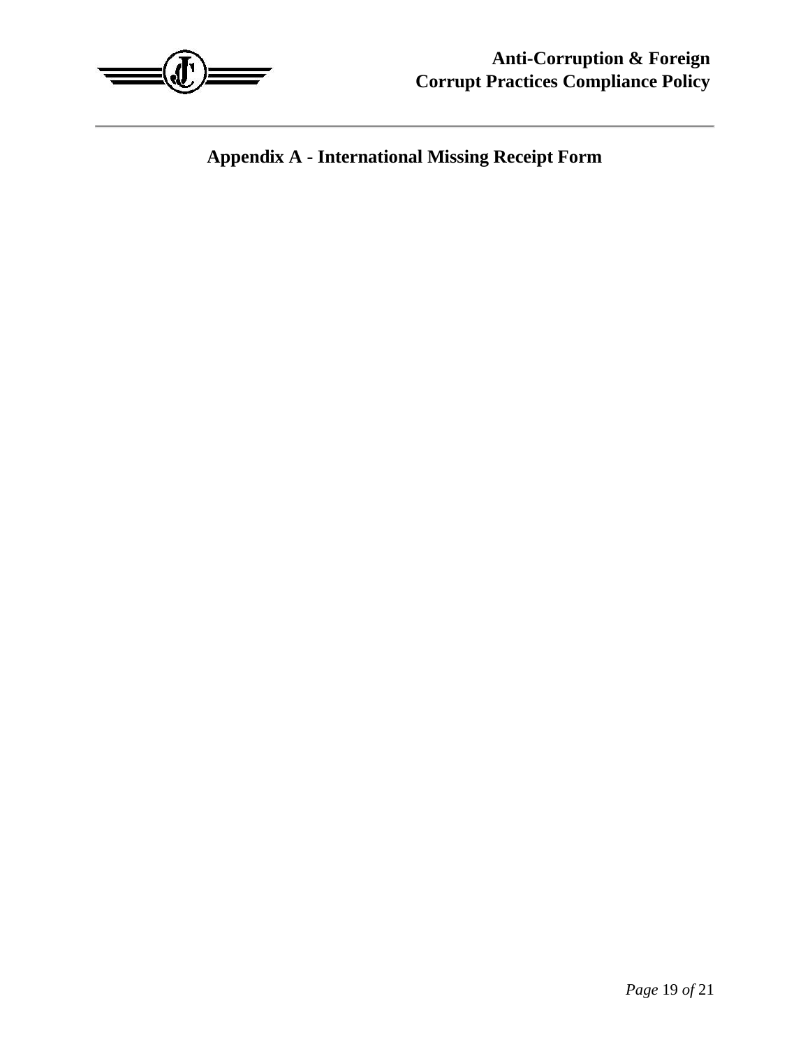## Appendix A - International Missing Receipt Form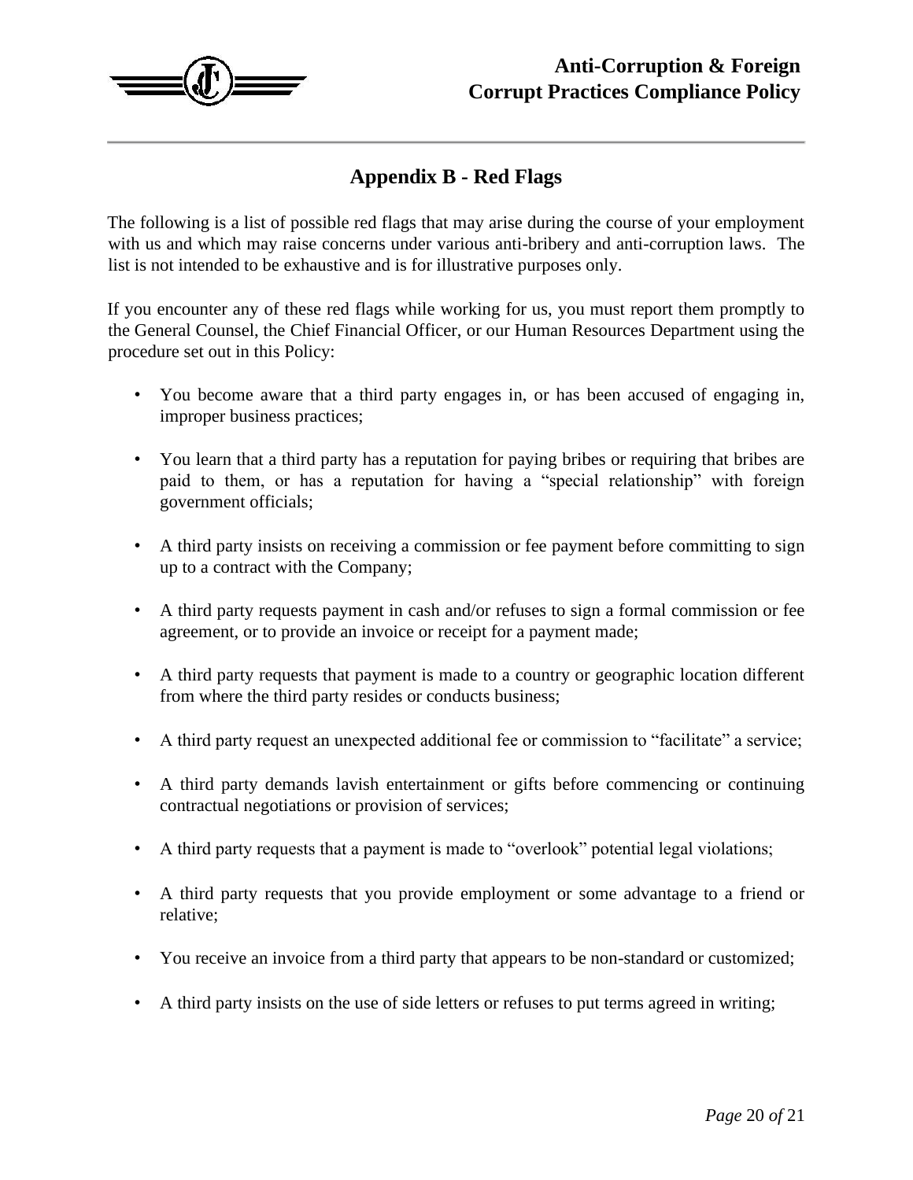## Appendix B - Red Flags

The following is a list of possible red flags that may arise during the course of your employment with us and which may raise concerns under various anti-bribery and anti-corruption laws. The list is not intended to be exhaustive and is for illustrative purposes only.

If you encounter any of these red flags while working for us, you must report them promptly to the General Counsel, the Chief Financial Officer, or our Human Resources Department using the procedure set out in this Policy:

- You become aware that a third party engages in, or has been accused of engaging in, improper business practices;
- You learn that a third party has a reputation for paying bribes or requiring that bribes are paid to them, or has a reputation for having a "special relationship" with foreign government officials;
- A third party insists on receiving a commission or fee payment before committing to sign up to a contract with the Company;
- A third party requests payment in cash and/or refuses to sign a formal commission or fee agreement, or to provide an invoice or receipt for a payment made;
- A third party requests that payment is made to a country or geographic location different from where the third party resides or conducts business;
- A third party request an unexpected additional fee or commission to "facilitate" a service;
- A third party demands lavish entertainment or gifts before commencing or continuing contractual negotiations or provision of services;
- A third party requests that a payment is made to "overlook" potential legal violations;
- A third party requests that you provide employment or some advantage to a friend or relative;
- You receive an invoice from a third party that appears to be non-standard or customized;
- A third party insists on the use of side letters or refuses to put terms agreed in writing;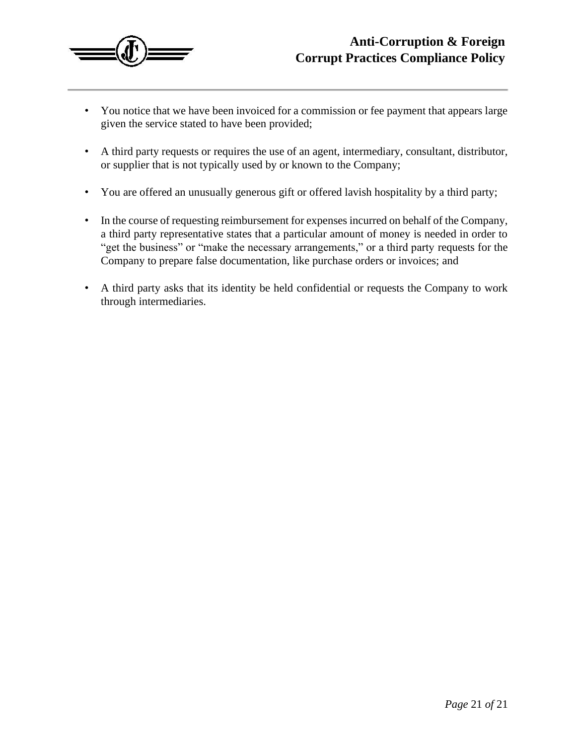- You notice that we have been invoiced for a commission or fee payment that appears large given the service stated to have been provided;

- A third party requests or requires the use of an agent, intermediary, consultant, distributor, or supplier that is not typically used by or known to the Company;

- You are offered an unusually generous gift or offered lavish hospitality by a third party;

- In the course of requesting reimbursement for expenses incurred on behalf of the Company, a third party representative states that a particular amount of money is needed in order to "get the business" or "make the necessary arrangements," or a third party requests for the Company to prepare false documentation, like purchase orders or invoices; and

- A third party asks that its identity be held confidential or requests the Company to work through intermediaries.